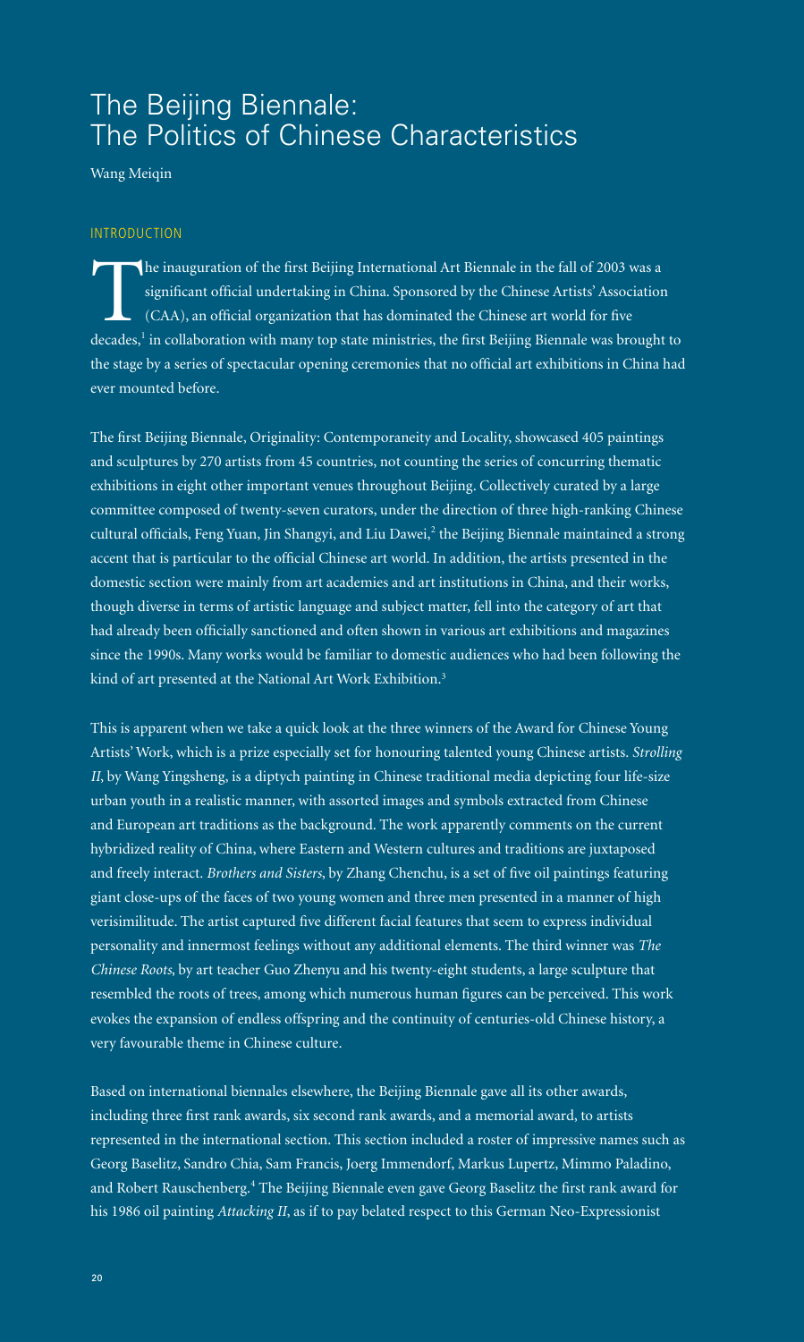# The Beijing Biennale: The Politics of Chinese Characteristics

Wang Meiqin

## INTRODUCTION

The inauguration of the first Beijing International Art Biennale in the fall of 2003 was a significant official undertaking in China. Sponsored by the Chinese Artists' Association (CAA), an official organization that has dominated the Chinese art world for five decades,[1] in collaboration with many top state ministries, the first Beijing Biennale was brought to the stage by a series of spectacular opening ceremonies that no official art exhibitions in China had ever mounted before.

The first Beijing Biennale, Originality: Contemporaneity and Locality, showcased 405 paintings and sculptures by 270 artists from 45 countries, not counting the series of concurring thematic exhibitions in eight other important venues throughout Beijing. Collectively curated by a large committee composed of twenty-seven curators, under the direction of three high-ranking Chinese cultural officials, Feng Yuan, Jin Shangyi, and Liu Dawei,[2] the Beijing Biennale maintained a strong accent that is particular to the official Chinese art world. In addition, the artists presented in the domestic section were mainly from art academies and art institutions in China, and their works, though diverse in terms of artistic language and subject matter, fell into the category of art that had already been officially sanctioned and often shown in various art exhibitions and magazines since the 1990s. Many works would be familiar to domestic audiences who had been following the kind of art presented at the National Art Work Exhibition.[3]

This is apparent when we take a quick look at the three winners of the Award for Chinese Young Artists' Work, which is a prize especially set for honouring talented young Chinese artists. *Strolling II*, by Wang Yingsheng, is a diptych painting in Chinese traditional media depicting four life-size urban youth in a realistic manner, with assorted images and symbols extracted from Chinese and European art traditions as the background. The work apparently comments on the current hybridized reality of China, where Eastern and Western cultures and traditions are juxtaposed and freely interact. *Brothers and Sisters*, by Zhang Chenchu, is a set of five oil paintings featuring giant close-ups of the faces of two young women and three men presented in a manner of high verisimilitude. The artist captured five different facial features that seem to express individual personality and innermost feelings without any additional elements. The third winner was *The Chinese Roots*, by art teacher Guo Zhenyu and his twenty-eight students, a large sculpture that resembled the roots of trees, among which numerous human figures can be perceived. This work evokes the expansion of endless offspring and the continuity of centuries-old Chinese history, a very favourable theme in Chinese culture.

Based on international biennales elsewhere, the Beijing Biennale gave all its other awards, including three first rank awards, six second rank awards, and a memorial award, to artists represented in the international section. This section included a roster of impressive names such as Georg Baselitz, Sandro Chia, Sam Francis, Joerg Immendorf, Markus Lupertz, Mimmo Paladino, and Robert Rauschenberg.[4] The Beijing Biennale even gave Georg Baselitz the first rank award for his 1986 oil painting *Attacking II*, as if to pay belated respect to this German Neo-Expressionist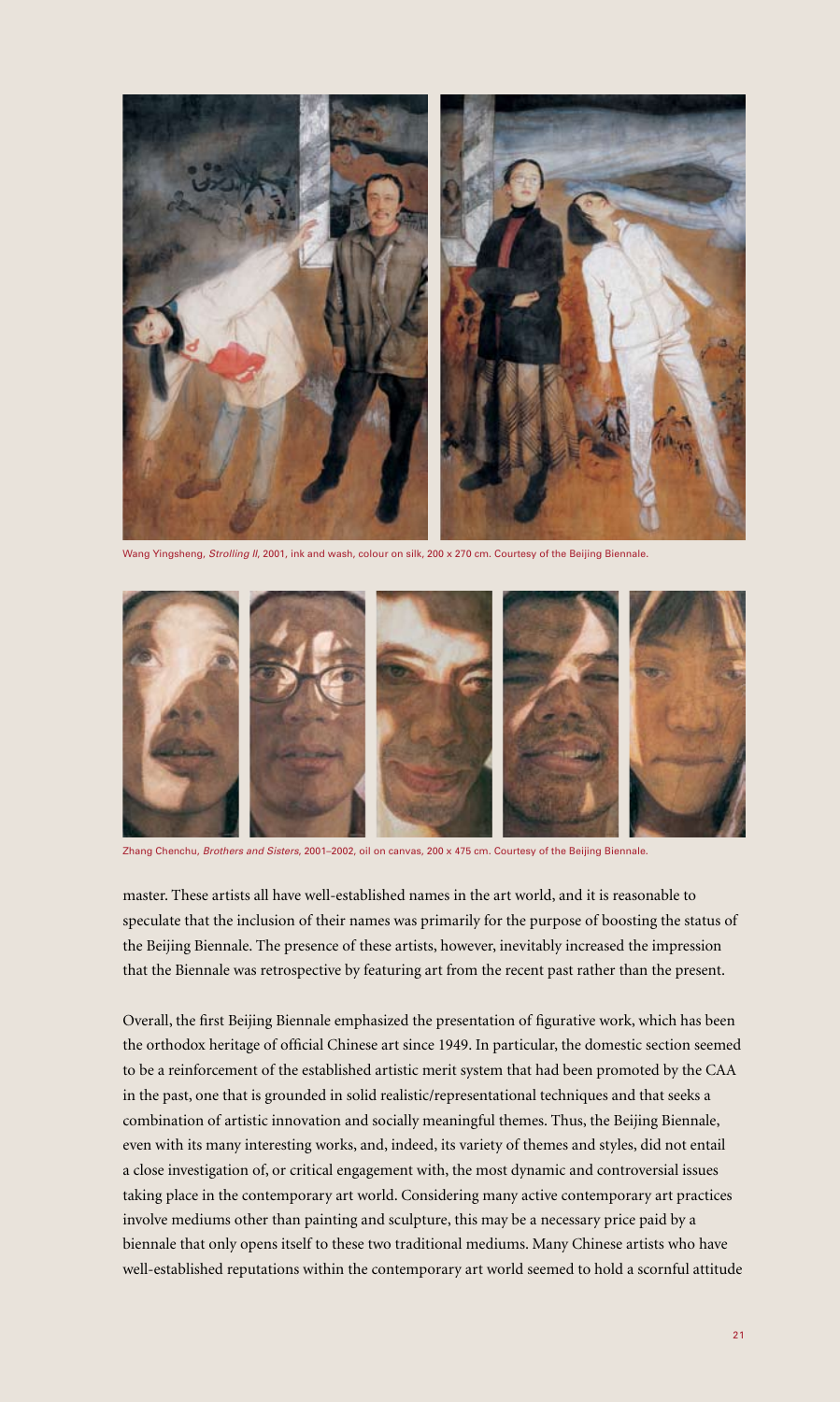Wang Yingsheng, *Strolling II*, 2001, ink and wash, colour on silk, 200 x 270 cm. Courtesy of the Beijing Biennale.

Zhang Chenchu, *Brothers and Sisters*, 2001–2002, oil on canvas, 200 x 475 cm. Courtesy of the Beijing Biennale.

master. These artists all have well-established names in the art world, and it is reasonable to speculate that the inclusion of their names was primarily for the purpose of boosting the status of the Beijing Biennale. The presence of these artists, however, inevitably increased the impression that the Biennale was retrospective by featuring art from the recent past rather than the present.

Overall, the first Beijing Biennale emphasized the presentation of figurative work, which has been the orthodox heritage of official Chinese art since 1949. In particular, the domestic section seemed to be a reinforcement of the established artistic merit system that had been promoted by the CAA in the past, one that is grounded in solid realistic/representational techniques and that seeks a combination of artistic innovation and socially meaningful themes. Thus, the Beijing Biennale, even with its many interesting works, and, indeed, its variety of themes and styles, did not entail a close investigation of, or critical engagement with, the most dynamic and controversial issues taking place in the contemporary art world. Considering many active contemporary art practices involve mediums other than painting and sculpture, this may be a necessary price paid by a biennale that only opens itself to these two traditional mediums. Many Chinese artists who have well-established reputations within the contemporary art world seemed to hold a scornful attitude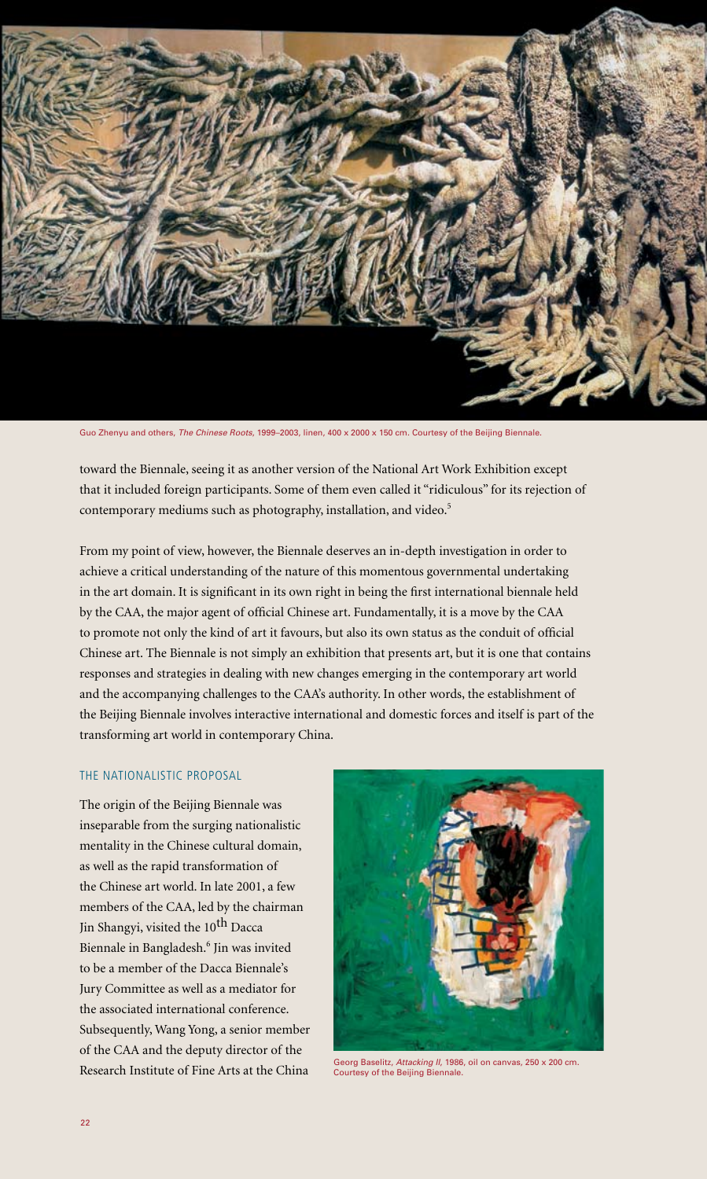Guo Zhenyu and others, *The Chinese Roots*, 1999–2003, linen, 400 x 2000 x 150 cm. Courtesy of the Beijing Biennale.

toward the Biennale, seeing it as another version of the National Art Work Exhibition except that it included foreign participants. Some of them even called it "ridiculous" for its rejection of contemporary mediums such as photography, installation, and video.[5]

From my point of view, however, the Biennale deserves an in-depth investigation in order to achieve a critical understanding of the nature of this momentous governmental undertaking in the art domain. It is significant in its own right in being the first international biennale held by the CAA, the major agent of official Chinese art. Fundamentally, it is a move by the CAA to promote not only the kind of art it favours, but also its own status as the conduit of official Chinese art. The Biennale is not simply an exhibition that presents art, but it is one that contains responses and strategies in dealing with new changes emerging in the contemporary art world and the accompanying challenges to the CAA's authority. In other words, the establishment of the Beijing Biennale involves interactive international and domestic forces and itself is part of the transforming art world in contemporary China.

## THE NATIONALISTIC PROPOSAL

The origin of the Beijing Biennale was inseparable from the surging nationalistic mentality in the Chinese cultural domain, as well as the rapid transformation of the Chinese art world. In late 2001, a few members of the CAA, led by the chairman Jin Shangyi, visited the 10th Dacca Biennale in Bangladesh.[6] Jin was invited to be a member of the Dacca Biennale's Jury Committee as well as a mediator for the associated international conference. Subsequently, Wang Yong, a senior member of the CAA and the deputy director of the Research Institute of Fine Arts at the China

Georg Baselitz, *Attacking II*, 1986, oil on canvas, 250 x 200 cm. Courtesy of the Beijing Biennale.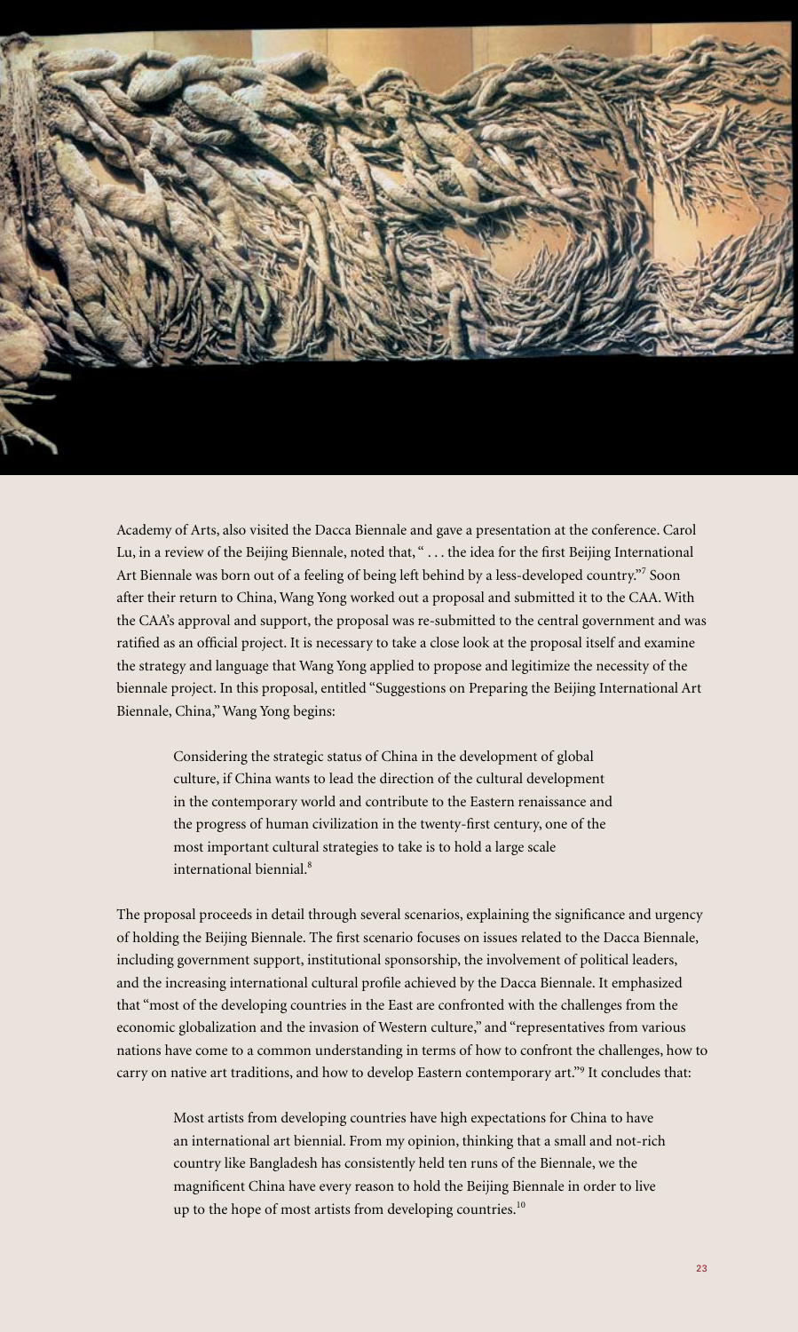Academy of Arts, also visited the Dacca Biennale and gave a presentation at the conference. Carol Lu, in a review of the Beijing Biennale, noted that, " . . . the idea for the first Beijing International Art Biennale was born out of a feeling of being left behind by a less-developed country."[7] Soon after their return to China, Wang Yong worked out a proposal and submitted it to the CAA. With the CAA's approval and support, the proposal was re-submitted to the central government and was ratified as an official project. It is necessary to take a close look at the proposal itself and examine the strategy and language that Wang Yong applied to propose and legitimize the necessity of the biennale project. In this proposal, entitled "Suggestions on Preparing the Beijing International Art Biennale, China," Wang Yong begins:

> Considering the strategic status of China in the development of global culture, if China wants to lead the direction of the cultural development in the contemporary world and contribute to the Eastern renaissance and the progress of human civilization in the twenty-first century, one of the most important cultural strategies to take is to hold a large scale international biennial.[8]

The proposal proceeds in detail through several scenarios, explaining the significance and urgency of holding the Beijing Biennale. The first scenario focuses on issues related to the Dacca Biennale, including government support, institutional sponsorship, the involvement of political leaders, and the increasing international cultural profile achieved by the Dacca Biennale. It emphasized that "most of the developing countries in the East are confronted with the challenges from the economic globalization and the invasion of Western culture," and "representatives from various nations have come to a common understanding in terms of how to confront the challenges, how to carry on native art traditions, and how to develop Eastern contemporary art."[9] It concludes that:

> Most artists from developing countries have high expectations for China to have an international art biennial. From my opinion, thinking that a small and not-rich country like Bangladesh has consistently held ten runs of the Biennale, we the magnificent China have every reason to hold the Beijing Biennale in order to live up to the hope of most artists from developing countries.[10]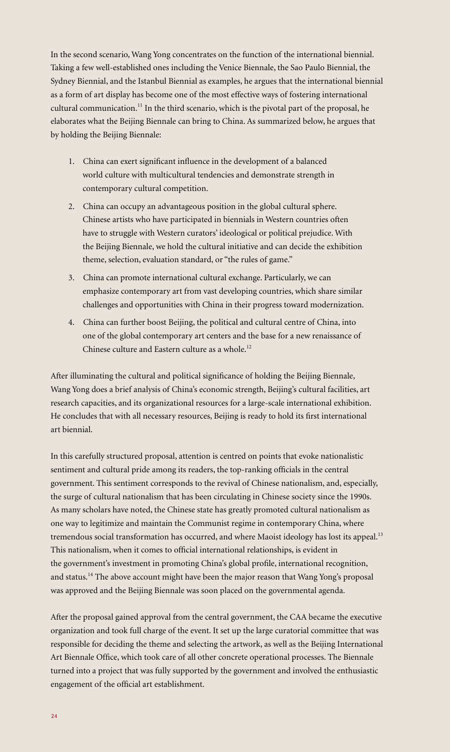In the second scenario, Wang Yong concentrates on the function of the international biennial. Taking a few well-established ones including the Venice Biennale, the Sao Paulo Biennial, the Sydney Biennial, and the Istanbul Biennial as examples, he argues that the international biennial as a form of art display has become one of the most effective ways of fostering international cultural communication.[11] In the third scenario, which is the pivotal part of the proposal, he elaborates what the Beijing Biennale can bring to China. As summarized below, he argues that by holding the Beijing Biennale:

1. China can exert significant influence in the development of a balanced world culture with multicultural tendencies and demonstrate strength in contemporary cultural competition.
2. China can occupy an advantageous position in the global cultural sphere. Chinese artists who have participated in biennials in Western countries often have to struggle with Western curators' ideological or political prejudice. With the Beijing Biennale, we hold the cultural initiative and can decide the exhibition theme, selection, evaluation standard, or "the rules of game."
3. China can promote international cultural exchange. Particularly, we can emphasize contemporary art from vast developing countries, which share similar challenges and opportunities with China in their progress toward modernization.
4. China can further boost Beijing, the political and cultural centre of China, into one of the global contemporary art centers and the base for a new renaissance of Chinese culture and Eastern culture as a whole.[12]

After illuminating the cultural and political significance of holding the Beijing Biennale, Wang Yong does a brief analysis of China's economic strength, Beijing's cultural facilities, art research capacities, and its organizational resources for a large-scale international exhibition. He concludes that with all necessary resources, Beijing is ready to hold its first international art biennial.

In this carefully structured proposal, attention is centred on points that evoke nationalistic sentiment and cultural pride among its readers, the top-ranking officials in the central government. This sentiment corresponds to the revival of Chinese nationalism, and, especially, the surge of cultural nationalism that has been circulating in Chinese society since the 1990s. As many scholars have noted, the Chinese state has greatly promoted cultural nationalism as one way to legitimize and maintain the Communist regime in contemporary China, where tremendous social transformation has occurred, and where Maoist ideology has lost its appeal.[13] This nationalism, when it comes to official international relationships, is evident in the government's investment in promoting China's global profile, international recognition, and status.[14] The above account might have been the major reason that Wang Yong's proposal was approved and the Beijing Biennale was soon placed on the governmental agenda.

After the proposal gained approval from the central government, the CAA became the executive organization and took full charge of the event. It set up the large curatorial committee that was responsible for deciding the theme and selecting the artwork, as well as the Beijing International Art Biennale Office, which took care of all other concrete operational processes. The Biennale turned into a project that was fully supported by the government and involved the enthusiastic engagement of the official art establishment.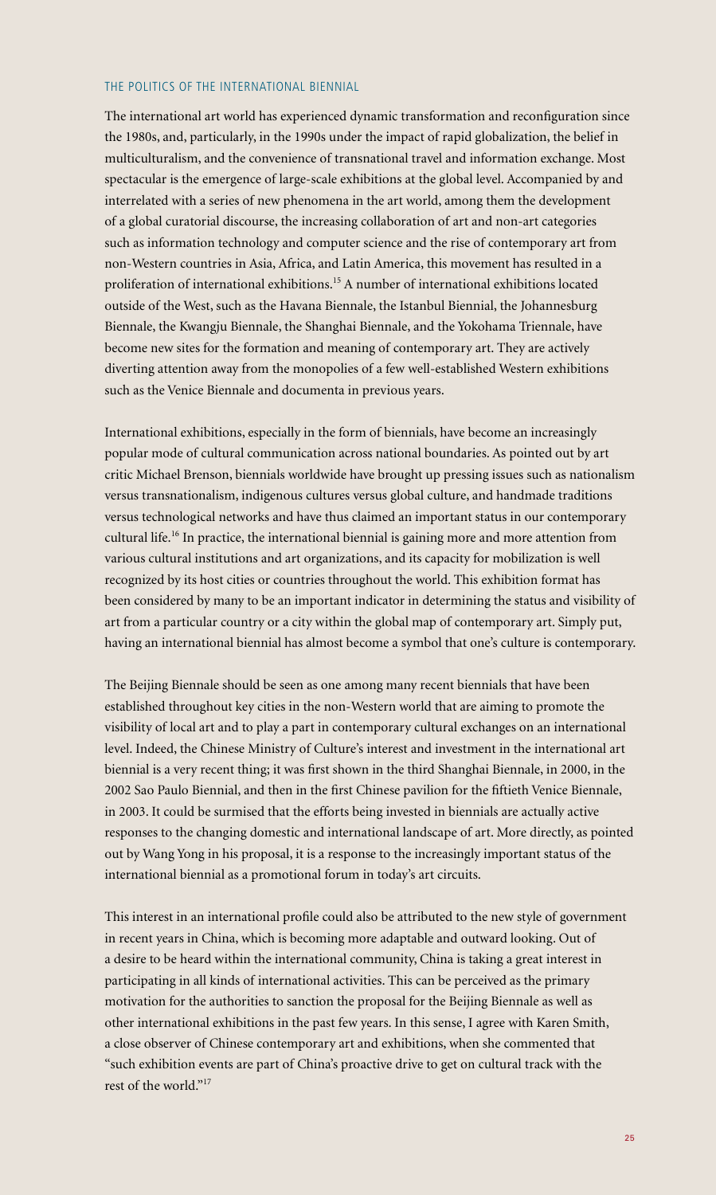## THE POLITICS OF THE INTERNATIONAL BIENNIAL

The international art world has experienced dynamic transformation and reconfiguration since the 1980s, and, particularly, in the 1990s under the impact of rapid globalization, the belief in multiculturalism, and the convenience of transnational travel and information exchange. Most spectacular is the emergence of large-scale exhibitions at the global level. Accompanied by and interrelated with a series of new phenomena in the art world, among them the development of a global curatorial discourse, the increasing collaboration of art and non-art categories such as information technology and computer science and the rise of contemporary art from non-Western countries in Asia, Africa, and Latin America, this movement has resulted in a proliferation of international exhibitions.[15] A number of international exhibitions located outside of the West, such as the Havana Biennale, the Istanbul Biennial, the Johannesburg Biennale, the Kwangju Biennale, the Shanghai Biennale, and the Yokohama Triennale, have become new sites for the formation and meaning of contemporary art. They are actively diverting attention away from the monopolies of a few well-established Western exhibitions such as the Venice Biennale and documenta in previous years.

International exhibitions, especially in the form of biennials, have become an increasingly popular mode of cultural communication across national boundaries. As pointed out by art critic Michael Brenson, biennials worldwide have brought up pressing issues such as nationalism versus transnationalism, indigenous cultures versus global culture, and handmade traditions versus technological networks and have thus claimed an important status in our contemporary cultural life.[16] In practice, the international biennial is gaining more and more attention from various cultural institutions and art organizations, and its capacity for mobilization is well recognized by its host cities or countries throughout the world. This exhibition format has been considered by many to be an important indicator in determining the status and visibility of art from a particular country or a city within the global map of contemporary art. Simply put, having an international biennial has almost become a symbol that one's culture is contemporary.

The Beijing Biennale should be seen as one among many recent biennials that have been established throughout key cities in the non-Western world that are aiming to promote the visibility of local art and to play a part in contemporary cultural exchanges on an international level. Indeed, the Chinese Ministry of Culture's interest and investment in the international art biennial is a very recent thing; it was first shown in the third Shanghai Biennale, in 2000, in the 2002 Sao Paulo Biennial, and then in the first Chinese pavilion for the fiftieth Venice Biennale, in 2003. It could be surmised that the efforts being invested in biennials are actually active responses to the changing domestic and international landscape of art. More directly, as pointed out by Wang Yong in his proposal, it is a response to the increasingly important status of the international biennial as a promotional forum in today's art circuits.

This interest in an international profile could also be attributed to the new style of government in recent years in China, which is becoming more adaptable and outward looking. Out of a desire to be heard within the international community, China is taking a great interest in participating in all kinds of international activities. This can be perceived as the primary motivation for the authorities to sanction the proposal for the Beijing Biennale as well as other international exhibitions in the past few years. In this sense, I agree with Karen Smith, a close observer of Chinese contemporary art and exhibitions, when she commented that "such exhibition events are part of China's proactive drive to get on cultural track with the rest of the world."[17]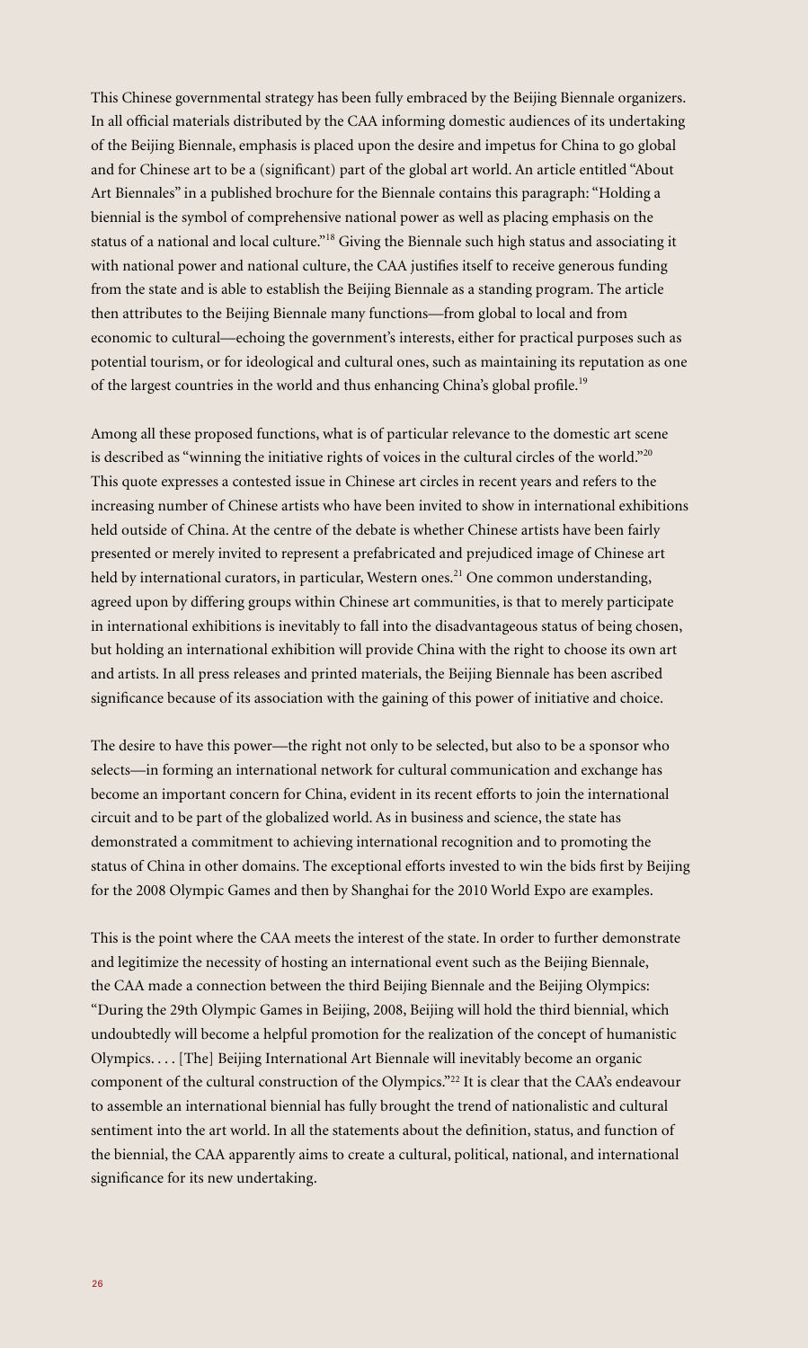This Chinese governmental strategy has been fully embraced by the Beijing Biennale organizers. In all official materials distributed by the CAA informing domestic audiences of its undertaking of the Beijing Biennale, emphasis is placed upon the desire and impetus for China to go global and for Chinese art to be a (significant) part of the global art world. An article entitled "About Art Biennales" in a published brochure for the Biennale contains this paragraph: "Holding a biennial is the symbol of comprehensive national power as well as placing emphasis on the status of a national and local culture."[18] Giving the Biennale such high status and associating it with national power and national culture, the CAA justifies itself to receive generous funding from the state and is able to establish the Beijing Biennale as a standing program. The article then attributes to the Beijing Biennale many functions—from global to local and from economic to cultural—echoing the government's interests, either for practical purposes such as potential tourism, or for ideological and cultural ones, such as maintaining its reputation as one of the largest countries in the world and thus enhancing China's global profile.[19]

Among all these proposed functions, what is of particular relevance to the domestic art scene is described as "winning the initiative rights of voices in the cultural circles of the world."[20] This quote expresses a contested issue in Chinese art circles in recent years and refers to the increasing number of Chinese artists who have been invited to show in international exhibitions held outside of China. At the centre of the debate is whether Chinese artists have been fairly presented or merely invited to represent a prefabricated and prejudiced image of Chinese art held by international curators, in particular, Western ones.[21] One common understanding, agreed upon by differing groups within Chinese art communities, is that to merely participate in international exhibitions is inevitably to fall into the disadvantageous status of being chosen, but holding an international exhibition will provide China with the right to choose its own art and artists. In all press releases and printed materials, the Beijing Biennale has been ascribed significance because of its association with the gaining of this power of initiative and choice.

The desire to have this power—the right not only to be selected, but also to be a sponsor who selects—in forming an international network for cultural communication and exchange has become an important concern for China, evident in its recent efforts to join the international circuit and to be part of the globalized world. As in business and science, the state has demonstrated a commitment to achieving international recognition and to promoting the status of China in other domains. The exceptional efforts invested to win the bids first by Beijing for the 2008 Olympic Games and then by Shanghai for the 2010 World Expo are examples.

This is the point where the CAA meets the interest of the state. In order to further demonstrate and legitimize the necessity of hosting an international event such as the Beijing Biennale, the CAA made a connection between the third Beijing Biennale and the Beijing Olympics: "During the 29th Olympic Games in Beijing, 2008, Beijing will hold the third biennial, which undoubtedly will become a helpful promotion for the realization of the concept of humanistic Olympics. . . . [The] Beijing International Art Biennale will inevitably become an organic component of the cultural construction of the Olympics."[22] It is clear that the CAA's endeavour to assemble an international biennial has fully brought the trend of nationalistic and cultural sentiment into the art world. In all the statements about the definition, status, and function of the biennial, the CAA apparently aims to create a cultural, political, national, and international significance for its new undertaking.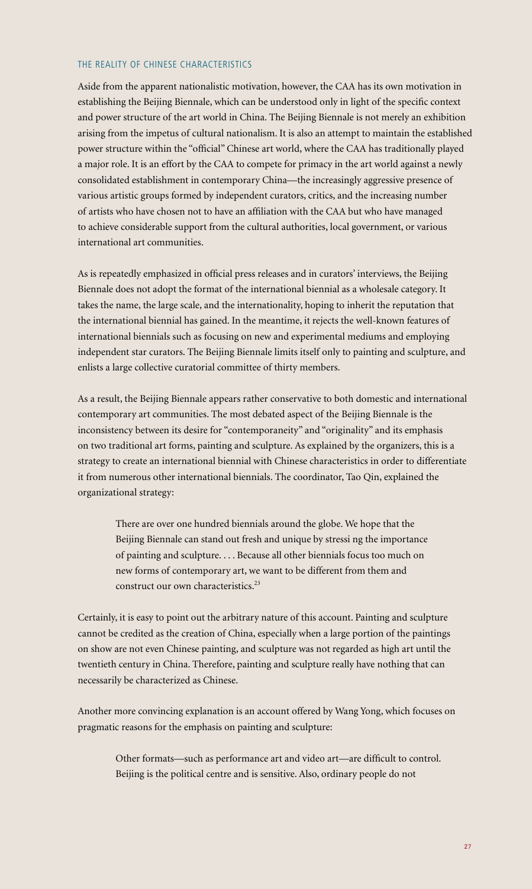## THE REALITY OF CHINESE CHARACTERISTICS

Aside from the apparent nationalistic motivation, however, the CAA has its own motivation in establishing the Beijing Biennale, which can be understood only in light of the specific context and power structure of the art world in China. The Beijing Biennale is not merely an exhibition arising from the impetus of cultural nationalism. It is also an attempt to maintain the established power structure within the "official" Chinese art world, where the CAA has traditionally played a major role. It is an effort by the CAA to compete for primacy in the art world against a newly consolidated establishment in contemporary China—the increasingly aggressive presence of various artistic groups formed by independent curators, critics, and the increasing number of artists who have chosen not to have an affiliation with the CAA but who have managed to achieve considerable support from the cultural authorities, local government, or various international art communities.

As is repeatedly emphasized in official press releases and in curators' interviews, the Beijing Biennale does not adopt the format of the international biennial as a wholesale category. It takes the name, the large scale, and the internationality, hoping to inherit the reputation that the international biennial has gained. In the meantime, it rejects the well-known features of international biennials such as focusing on new and experimental mediums and employing independent star curators. The Beijing Biennale limits itself only to painting and sculpture, and enlists a large collective curatorial committee of thirty members.

As a result, the Beijing Biennale appears rather conservative to both domestic and international contemporary art communities. The most debated aspect of the Beijing Biennale is the inconsistency between its desire for "contemporaneity" and "originality" and its emphasis on two traditional art forms, painting and sculpture. As explained by the organizers, this is a strategy to create an international biennial with Chinese characteristics in order to differentiate it from numerous other international biennials. The coordinator, Tao Qin, explained the organizational strategy:

> There are over one hundred biennials around the globe. We hope that the Beijing Biennale can stand out fresh and unique by stressi ng the importance of painting and sculpture. . . . Because all other biennials focus too much on new forms of contemporary art, we want to be different from them and construct our own characteristics.[23]

Certainly, it is easy to point out the arbitrary nature of this account. Painting and sculpture cannot be credited as the creation of China, especially when a large portion of the paintings on show are not even Chinese painting, and sculpture was not regarded as high art until the twentieth century in China. Therefore, painting and sculpture really have nothing that can necessarily be characterized as Chinese.

Another more convincing explanation is an account offered by Wang Yong, which focuses on pragmatic reasons for the emphasis on painting and sculpture:

> Other formats—such as performance art and video art—are difficult to control. Beijing is the political centre and is sensitive. Also, ordinary people do not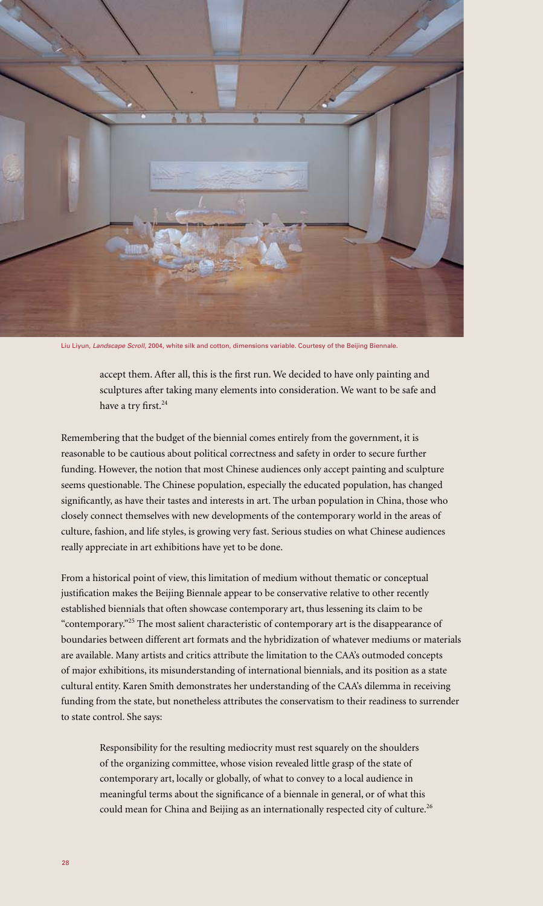Liu Liyun, *Landscape Scroll*, 2004, white silk and cotton, dimensions variable. Courtesy of the Beijing Biennale.

> accept them. After all, this is the first run. We decided to have only painting and sculptures after taking many elements into consideration. We want to be safe and have a try first.[24]

Remembering that the budget of the biennial comes entirely from the government, it is reasonable to be cautious about political correctness and safety in order to secure further funding. However, the notion that most Chinese audiences only accept painting and sculpture seems questionable. The Chinese population, especially the educated population, has changed significantly, as have their tastes and interests in art. The urban population in China, those who closely connect themselves with new developments of the contemporary world in the areas of culture, fashion, and life styles, is growing very fast. Serious studies on what Chinese audiences really appreciate in art exhibitions have yet to be done.

From a historical point of view, this limitation of medium without thematic or conceptual justification makes the Beijing Biennale appear to be conservative relative to other recently established biennials that often showcase contemporary art, thus lessening its claim to be "contemporary."[25] The most salient characteristic of contemporary art is the disappearance of boundaries between different art formats and the hybridization of whatever mediums or materials are available. Many artists and critics attribute the limitation to the CAA's outmoded concepts of major exhibitions, its misunderstanding of international biennials, and its position as a state cultural entity. Karen Smith demonstrates her understanding of the CAA's dilemma in receiving funding from the state, but nonetheless attributes the conservatism to their readiness to surrender to state control. She says:

> Responsibility for the resulting mediocrity must rest squarely on the shoulders of the organizing committee, whose vision revealed little grasp of the state of contemporary art, locally or globally, of what to convey to a local audience in meaningful terms about the significance of a biennale in general, or of what this could mean for China and Beijing as an internationally respected city of culture.[26]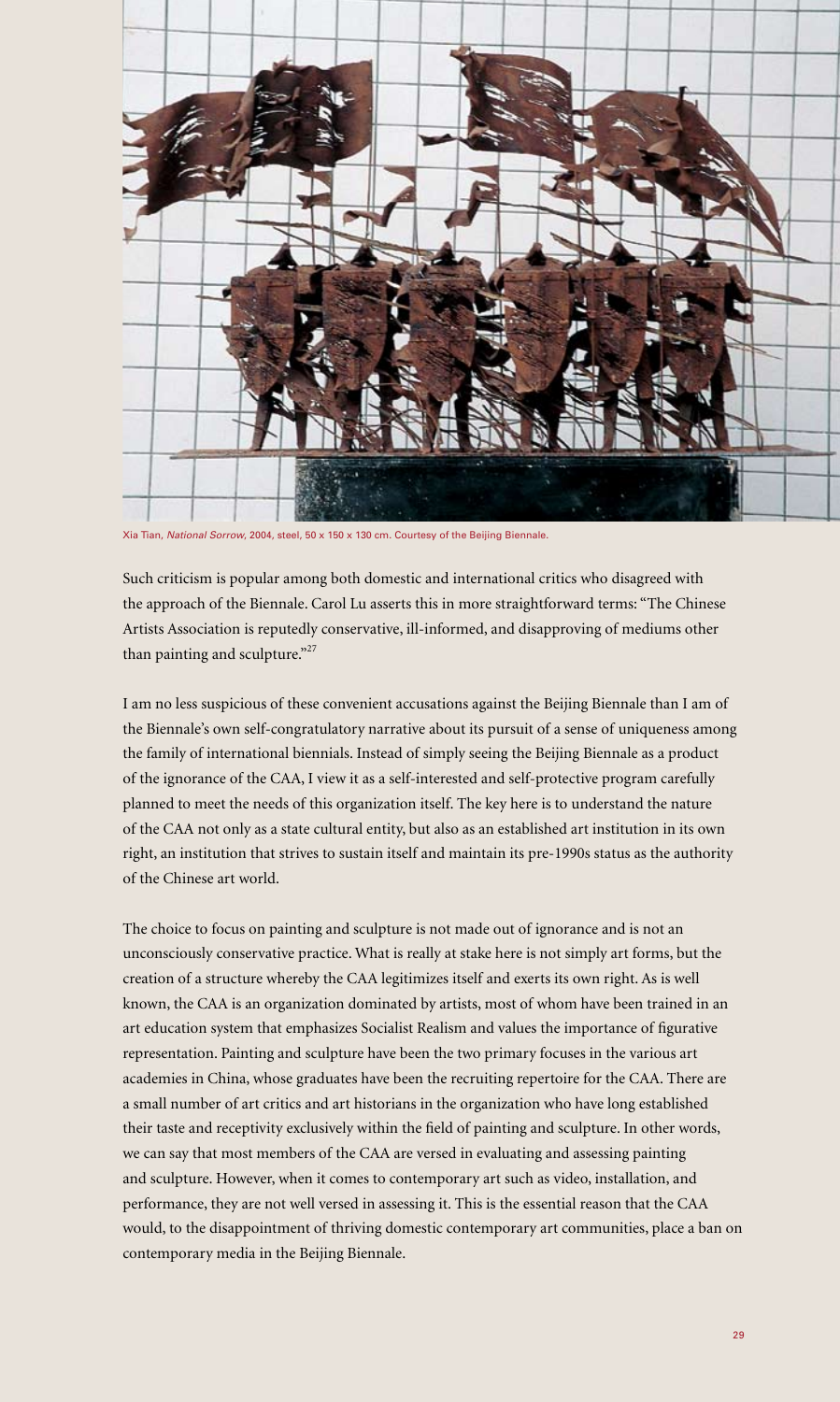Xia Tian, *National Sorrow*, 2004, steel, 50 x 150 x 130 cm. Courtesy of the Beijing Biennale.

Such criticism is popular among both domestic and international critics who disagreed with the approach of the Biennale. Carol Lu asserts this in more straightforward terms: "The Chinese Artists Association is reputedly conservative, ill-informed, and disapproving of mediums other than painting and sculpture."[27]

I am no less suspicious of these convenient accusations against the Beijing Biennale than I am of the Biennale's own self-congratulatory narrative about its pursuit of a sense of uniqueness among the family of international biennials. Instead of simply seeing the Beijing Biennale as a product of the ignorance of the CAA, I view it as a self-interested and self-protective program carefully planned to meet the needs of this organization itself. The key here is to understand the nature of the CAA not only as a state cultural entity, but also as an established art institution in its own right, an institution that strives to sustain itself and maintain its pre-1990s status as the authority of the Chinese art world.

The choice to focus on painting and sculpture is not made out of ignorance and is not an unconsciously conservative practice. What is really at stake here is not simply art forms, but the creation of a structure whereby the CAA legitimizes itself and exerts its own right. As is well known, the CAA is an organization dominated by artists, most of whom have been trained in an art education system that emphasizes Socialist Realism and values the importance of figurative representation. Painting and sculpture have been the two primary focuses in the various art academies in China, whose graduates have been the recruiting repertoire for the CAA. There are a small number of art critics and art historians in the organization who have long established their taste and receptivity exclusively within the field of painting and sculpture. In other words, we can say that most members of the CAA are versed in evaluating and assessing painting and sculpture. However, when it comes to contemporary art such as video, installation, and performance, they are not well versed in assessing it. This is the essential reason that the CAA would, to the disappointment of thriving domestic contemporary art communities, place a ban on contemporary media in the Beijing Biennale.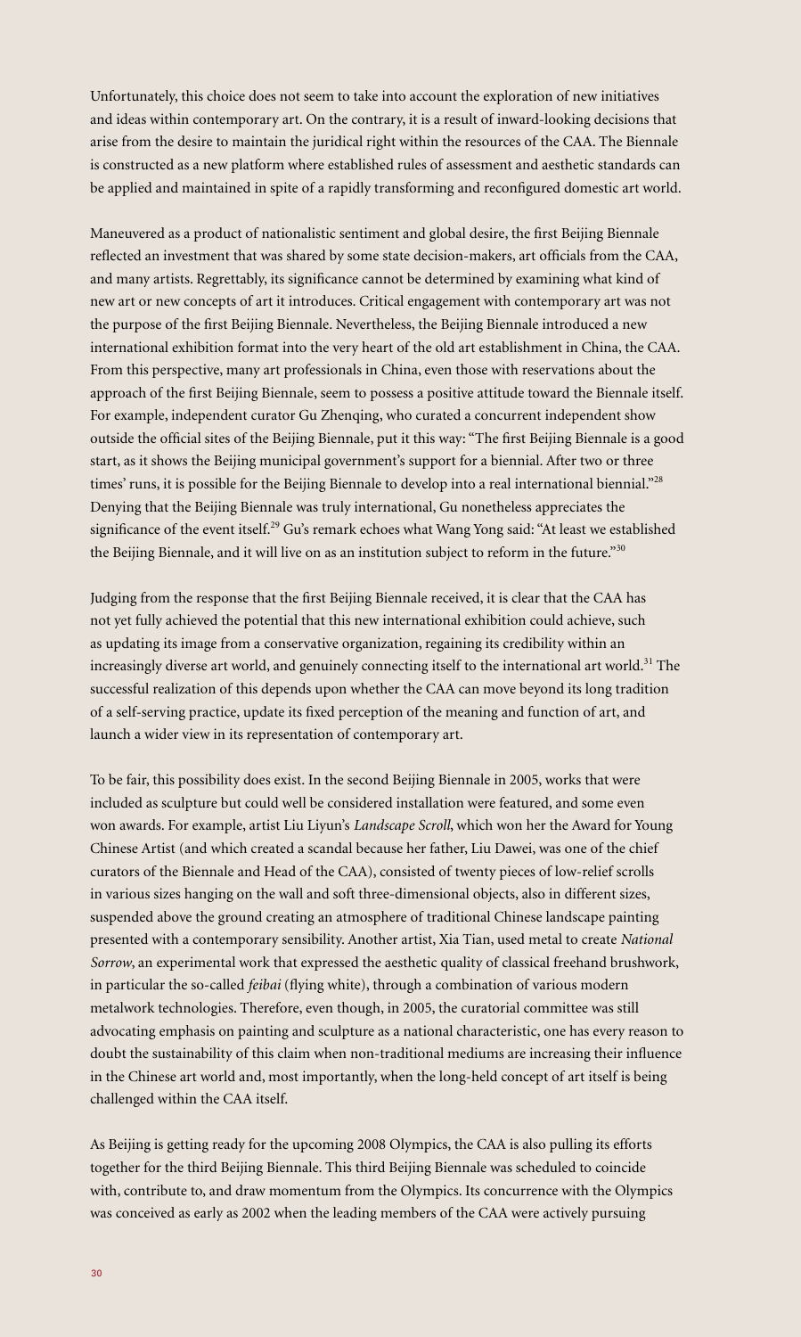Unfortunately, this choice does not seem to take into account the exploration of new initiatives and ideas within contemporary art. On the contrary, it is a result of inward-looking decisions that arise from the desire to maintain the juridical right within the resources of the CAA. The Biennale is constructed as a new platform where established rules of assessment and aesthetic standards can be applied and maintained in spite of a rapidly transforming and reconfigured domestic art world.

Maneuvered as a product of nationalistic sentiment and global desire, the first Beijing Biennale reflected an investment that was shared by some state decision-makers, art officials from the CAA, and many artists. Regrettably, its significance cannot be determined by examining what kind of new art or new concepts of art it introduces. Critical engagement with contemporary art was not the purpose of the first Beijing Biennale. Nevertheless, the Beijing Biennale introduced a new international exhibition format into the very heart of the old art establishment in China, the CAA. From this perspective, many art professionals in China, even those with reservations about the approach of the first Beijing Biennale, seem to possess a positive attitude toward the Biennale itself. For example, independent curator Gu Zhenqing, who curated a concurrent independent show outside the official sites of the Beijing Biennale, put it this way: "The first Beijing Biennale is a good start, as it shows the Beijing municipal government's support for a biennial. After two or three times' runs, it is possible for the Beijing Biennale to develop into a real international biennial."[28] Denying that the Beijing Biennale was truly international, Gu nonetheless appreciates the significance of the event itself.[29] Gu's remark echoes what Wang Yong said: "At least we established the Beijing Biennale, and it will live on as an institution subject to reform in the future."[30]

Judging from the response that the first Beijing Biennale received, it is clear that the CAA has not yet fully achieved the potential that this new international exhibition could achieve, such as updating its image from a conservative organization, regaining its credibility within an increasingly diverse art world, and genuinely connecting itself to the international art world.[31] The successful realization of this depends upon whether the CAA can move beyond its long tradition of a self-serving practice, update its fixed perception of the meaning and function of art, and launch a wider view in its representation of contemporary art.

To be fair, this possibility does exist. In the second Beijing Biennale in 2005, works that were included as sculpture but could well be considered installation were featured, and some even won awards. For example, artist Liu Liyun's *Landscape Scroll*, which won her the Award for Young Chinese Artist (and which created a scandal because her father, Liu Dawei, was one of the chief curators of the Biennale and Head of the CAA), consisted of twenty pieces of low-relief scrolls in various sizes hanging on the wall and soft three-dimensional objects, also in different sizes, suspended above the ground creating an atmosphere of traditional Chinese landscape painting presented with a contemporary sensibility. Another artist, Xia Tian, used metal to create *National Sorrow*, an experimental work that expressed the aesthetic quality of classical freehand brushwork, in particular the so-called *feibai* (flying white), through a combination of various modern metalwork technologies. Therefore, even though, in 2005, the curatorial committee was still advocating emphasis on painting and sculpture as a national characteristic, one has every reason to doubt the sustainability of this claim when non-traditional mediums are increasing their influence in the Chinese art world and, most importantly, when the long-held concept of art itself is being challenged within the CAA itself.

As Beijing is getting ready for the upcoming 2008 Olympics, the CAA is also pulling its efforts together for the third Beijing Biennale. This third Beijing Biennale was scheduled to coincide with, contribute to, and draw momentum from the Olympics. Its concurrence with the Olympics was conceived as early as 2002 when the leading members of the CAA were actively pursuing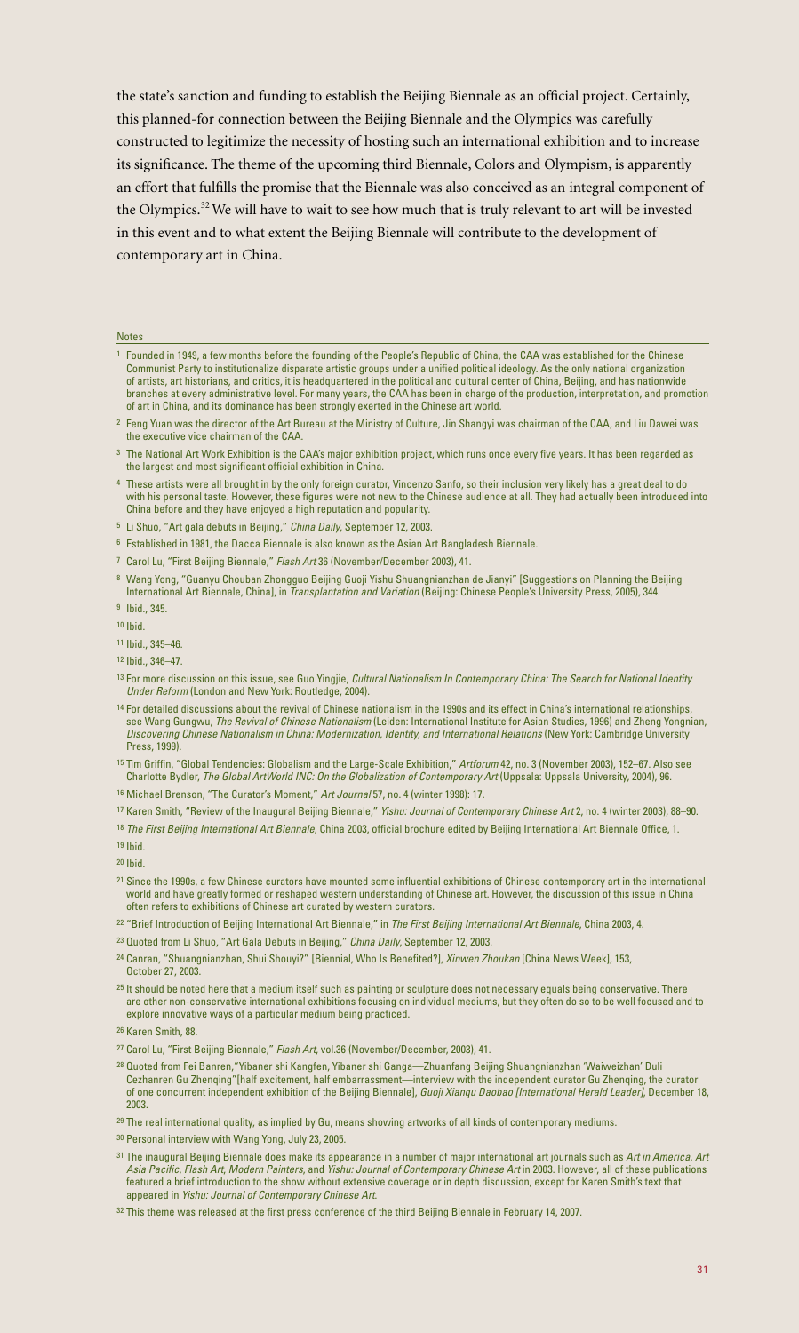the state's sanction and funding to establish the Beijing Biennale as an official project. Certainly, this planned-for connection between the Beijing Biennale and the Olympics was carefully constructed to legitimize the necessity of hosting such an international exhibition and to increase its significance. The theme of the upcoming third Biennale, Colors and Olympism, is apparently an effort that fulfills the promise that the Biennale was also conceived as an integral component of the Olympics.[32] We will have to wait to see how much that is truly relevant to art will be invested in this event and to what extent the Beijing Biennale will contribute to the development of contemporary art in China.

## Notes

1 Founded in 1949, a few months before the founding of the People's Republic of China, the CAA was established for the Chinese Communist Party to institutionalize disparate artistic groups under a unified political ideology. As the only national organization of artists, art historians, and critics, it is headquartered in the political and cultural center of China, Beijing, and has nationwide branches at every administrative level. For many years, the CAA has been in charge of the production, interpretation, and promotion of art in China, and its dominance has been strongly exerted in the Chinese art world.

2 Feng Yuan was the director of the Art Bureau at the Ministry of Culture, Jin Shangyi was chairman of the CAA, and Liu Dawei was the executive vice chairman of the CAA.

3 The National Art Work Exhibition is the CAA's major exhibition project, which runs once every five years. It has been regarded as the largest and most significant official exhibition in China.

4 These artists were all brought in by the only foreign curator, Vincenzo Sanfo, so their inclusion very likely has a great deal to do with his personal taste. However, these figures were not new to the Chinese audience at all. They had actually been introduced into China before and they have enjoyed a high reputation and popularity.

5 Li Shuo, "Art gala debuts in Beijing," *China Daily*, September 12, 2003.

6 Established in 1981, the Dacca Biennale is also known as the Asian Art Bangladesh Biennale.

7 Carol Lu, "First Beijing Biennale," *Flash Art* 36 (November/December 2003), 41.

8 Wang Yong, "Guanyu Chouban Zhongguo Beijing Guoji Yishu Shuangnianzhan de Jianyi" [Suggestions on Planning the Beijing International Art Biennale, China], in *Transplantation and Variation* (Beijing: Chinese People's University Press, 2005), 344.

9 Ibid., 345.

10 Ibid.

11 Ibid., 345–46.

12 Ibid., 346–47.

13 For more discussion on this issue, see Guo Yingjie, *Cultural Nationalism In Contemporary China: The Search for National Identity Under Reform* (London and New York: Routledge, 2004).

14 For detailed discussions about the revival of Chinese nationalism in the 1990s and its effect in China's international relationships, see Wang Gungwu, *The Revival of Chinese Nationalism* (Leiden: International Institute for Asian Studies, 1996) and Zheng Yongnian, *Discovering Chinese Nationalism in China: Modernization, Identity, and International Relations* (New York: Cambridge University Press, 1999).

15 Tim Griffin, "Global Tendencies: Globalism and the Large-Scale Exhibition," *Artforum* 42, no. 3 (November 2003), 152–67. Also see Charlotte Bydler, *The Global ArtWorld INC: On the Globalization of Contemporary Art* (Uppsala: Uppsala University, 2004), 96.

16 Michael Brenson, "The Curator's Moment," *Art Journal* 57, no. 4 (winter 1998): 17.

17 Karen Smith, "Review of the Inaugural Beijing Biennale," *Yishu: Journal of Contemporary Chinese Art* 2, no. 4 (winter 2003), 88–90.

18 *The First Beijing International Art Biennale*, China 2003, official brochure edited by Beijing International Art Biennale Office, 1.

19 Ibid.

20 Ibid.

21 Since the 1990s, a few Chinese curators have mounted some influential exhibitions of Chinese contemporary art in the international world and have greatly formed or reshaped western understanding of Chinese art. However, the discussion of this issue in China often refers to exhibitions of Chinese art curated by western curators.

22 "Brief Introduction of Beijing International Art Biennale," in *The First Beijing International Art Biennale*, China 2003, 4.

23 Quoted from Li Shuo, "Art Gala Debuts in Beijing," *China Daily*, September 12, 2003.

24 Canran, "Shuangnianzhan, Shui Shouyi?" [Biennial, Who Is Benefited?], *Xinwen Zhoukan* [China News Week], 153, October 27, 2003.

25 It should be noted here that a medium itself such as painting or sculpture does not necessary equals being conservative. There are other non-conservative international exhibitions focusing on individual mediums, but they often do so to be well focused and to explore innovative ways of a particular medium being practiced.

26 Karen Smith, 88.

27 Carol Lu, "First Beijing Biennale," *Flash Art*, vol.36 (November/December, 2003), 41.

28 Quoted from Fei Banren,"Yibaner shi Kangfen, Yibaner shi Ganga—Zhuanfang Beijing Shuangnianzhan 'Waiweizhan' Duli Cezhanren Gu Zhenqing"[half excitement, half embarrassment—interview with the independent curator Gu Zhenqing, the curator of one concurrent independent exhibition of the Beijing Biennale], *Guoji Xianqu Daobao [International Herald Leader]*, December 18, 2003.

29 The real international quality, as implied by Gu, means showing artworks of all kinds of contemporary mediums.

30 Personal interview with Wang Yong, July 23, 2005.

31 The inaugural Beijing Biennale does make its appearance in a number of major international art journals such as *Art in America*, *Art Asia Pacific*, *Flash Art*, *Modern Painters*, and *Yishu: Journal of Contemporary Chinese Art* in 2003. However, all of these publications featured a brief introduction to the show without extensive coverage or in depth discussion, except for Karen Smith's text that appeared in *Yishu: Journal of Contemporary Chinese Art*.

32 This theme was released at the first press conference of the third Beijing Biennale in February 14, 2007.